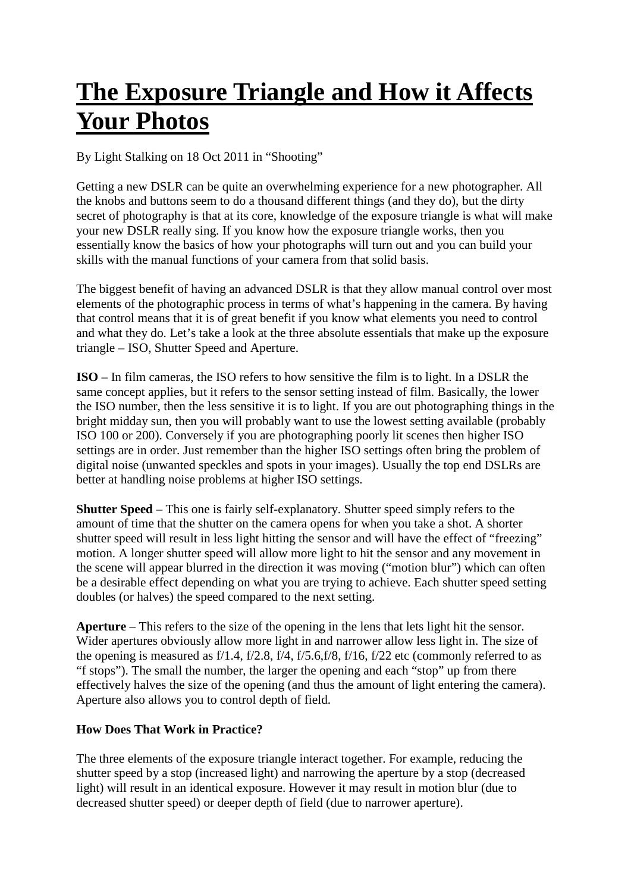# The Exposure Triangle and How it Affects Your Photos

By Light Stalking on 18 Oct 2011 in "Shooting"

Getting a new DSLR can be quite an overwhelming experience for a new photographer. All the knobs and buttons seem to do a thousand different things (and they do), but the dirty secret of photography is that at its core, knowledge of the exposure triangle is what will make your new DSLR really sing. If you know how the exposure triangle works, then you essentially know the basics of how your photographs will turn out and you can build your skills with the manual functions of your camera from that solid basis.

The biggest benefit of having an advanced DSLR is that they allow manual control over most elements of the photographic process in terms of what's happening in the camera. By having that control means that it is of great benefit if you know what elements you need to control and what they do. Let's take a look at the three absolute essentials that make up the exposure triangle – ISO, Shutter Speed and Aperture.

**ISO** – In film cameras, the ISO refers to how sensitive the film is to light. In a DSLR the same concept applies, but it refers to the sensor setting instead of film. Basically, the lower the ISO number, then the less sensitive it is to light. If you are out photographing things in the bright midday sun, then you will probably want to use the lowest setting available (probably ISO 100 or 200). Conversely if you are photographing poorly lit scenes then higher ISO settings are in order. Just remember than the higher ISO settings often bring the problem of digital noise (unwanted speckles and spots in your images). Usually the top end DSLRs are better at handling noise problems at higher ISO settings.

**Shutter Speed** – This one is fairly self-explanatory. Shutter speed simply refers to the amount of time that the shutter on the camera opens for when you take a shot. A shorter shutter speed will result in less light hitting the sensor and will have the effect of "freezing" motion. A longer shutter speed will allow more light to hit the sensor and any movement in the scene will appear blurred in the direction it was moving ("motion blur") which can often be a desirable effect depending on what you are trying to achieve. Each shutter speed setting doubles (or halves) the speed compared to the next setting.

**Aperture** – This refers to the size of the opening in the lens that lets light hit the sensor. Wider apertures obviously allow more light in and narrower allow less light in. The size of the opening is measured as f/1.4, f/2.8, f/4, f/5.6,f/8, f/16, f/22 etc (commonly referred to as "f stops"). The small the number, the larger the opening and each "stop" up from there effectively halves the size of the opening (and thus the amount of light entering the camera). Aperture also allows you to control depth of field.

**How Does That Work in Practice?**

The three elements of the exposure triangle interact together. For example, reducing the shutter speed by a stop (increased light) and narrowing the aperture by a stop (decreased light) will result in an identical exposure. However it may result in motion blur (due to decreased shutter speed) or deeper depth of field (due to narrower aperture).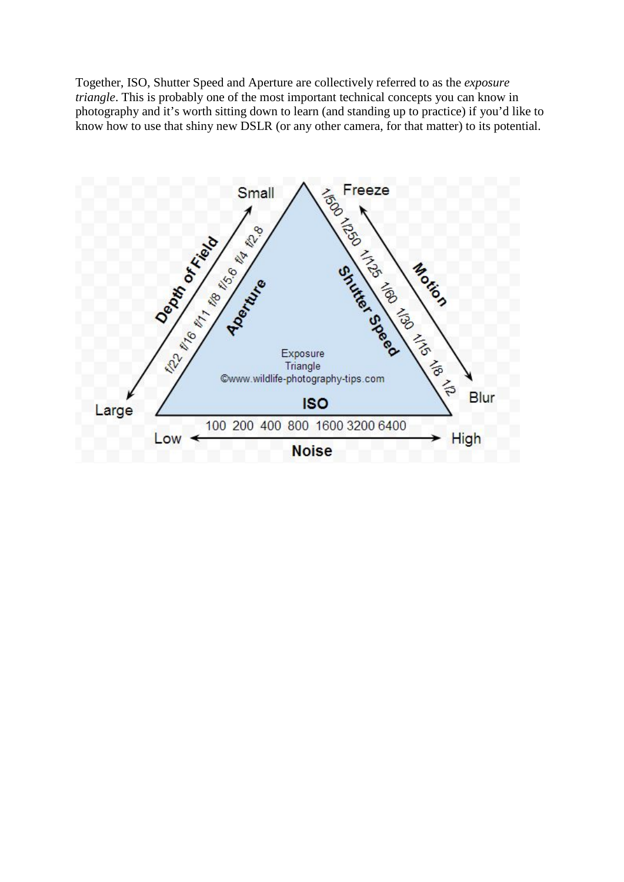Together, ISO, Shutter Speed and Aperture are collectively referred to as the *exposure triangle*. This is probably one of the most important technical concepts you can know in photography and it's worth sitting down to learn (and standing up to practice) if you'd like to know how to use that shiny new DSLR (or any other camera, for that matter) to its potential.

Small

Freeze

Depth of Field

Aperture

f/22 f/16 f/11 f/8 f/5.6 f/4 f/2.8

Shutter Speed

1/500 1/250 1/125 1/60 1/30 1/15 1/8 1/2

Motion

Exposure
Triangle
©www.wildlife-photography-tips.com

Large

Blur

ISO

100 200 400 800 1600 3200 6400

Low

High

Noise